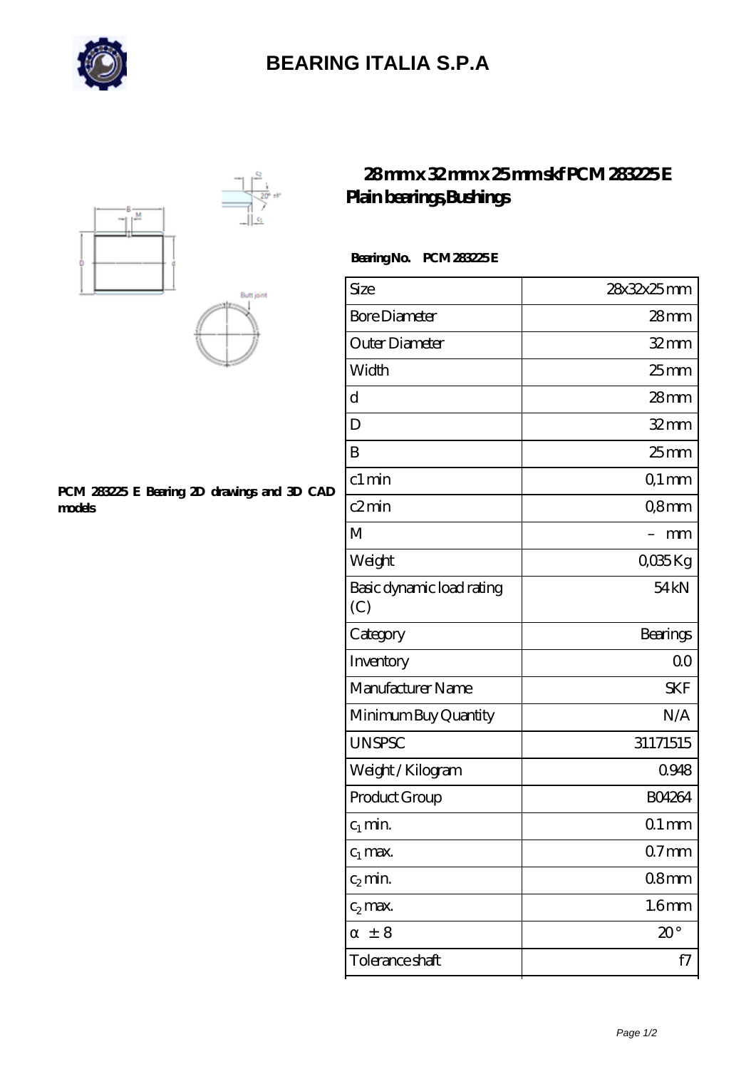# BEARING ITALIA S.P.A

## 28 mm x 32 mm x 25 mm skf PCM 283225 E Plain bearings,Bushings

PCM 283225 E Bearing 2D drawings and 3D CAD models

**Bearing No. PCM 283225 E**

| Size | 28x32x25 mm |
|---|---|
| Bore Diameter | 28 mm |
| Outer Diameter | 32 mm |
| Width | 25 mm |
| d | 28 mm |
| D | 32 mm |
| B | 25 mm |
| c1 min | 0,1 mm |
| c2 min | 0,8 mm |
| M | – mm |
| Weight | 0,035 Kg |
| Basic dynamic load rating (C) | 54 kN |
| Category | Bearings |
| Inventory | 0.0 |
| Manufacturer Name | SKF |
| Minimum Buy Quantity | N/A |
| UNSPSC | 31171515 |
| Weight / Kilogram | 0.948 |
| Product Group | B04264 |
| $c_1$ min. | 0.1 mm |
| $c_1$ max. | 0.7 mm |
| $c_2$ min. | 0.8 mm |
| $c_2$ max. | 1.6 mm |
| α ± 8 | 20 ° |
| Tolerance shaft | f7 |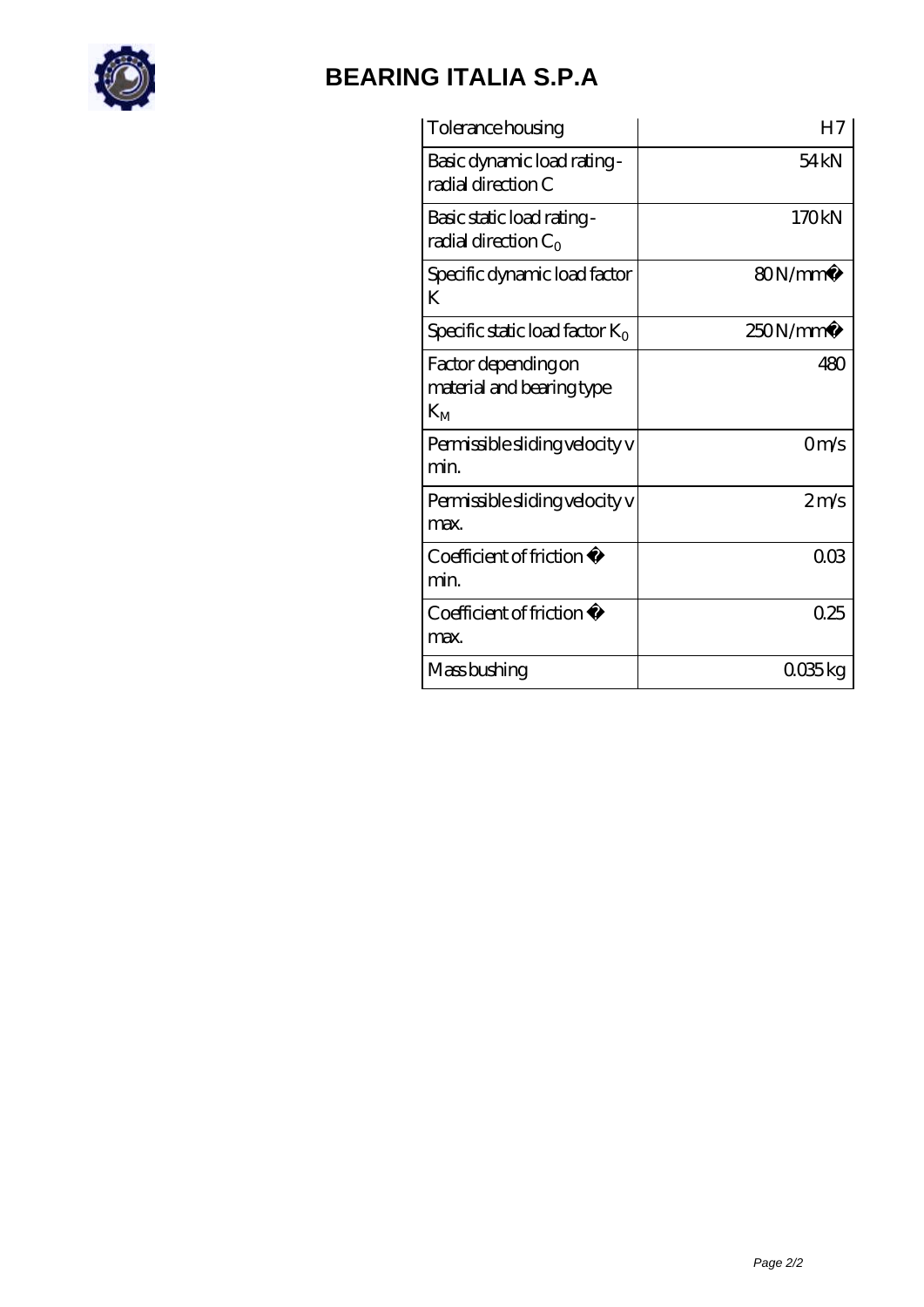# BEARING ITALIA S.P.A

| | |
|---|---|
| Tolerance housing | H7 |
| Basic dynamic load rating - radial direction C | 54 kN |
| Basic static load rating - radial direction $C_0$ | 170 kN |
| Specific dynamic load factor K | 80 N/mm� |
| Specific static load factor $K_0$ | 250 N/mm� |
| Factor depending on material and bearing type $K_M$ | 480 |
| Permissible sliding velocity v min. | 0 m/s |
| Permissible sliding velocity v max. | 2 m/s |
| Coefficient of friction � min. | 0.03 |
| Coefficient of friction � max. | 0.25 |
| Mass bushing | 0.035 kg |